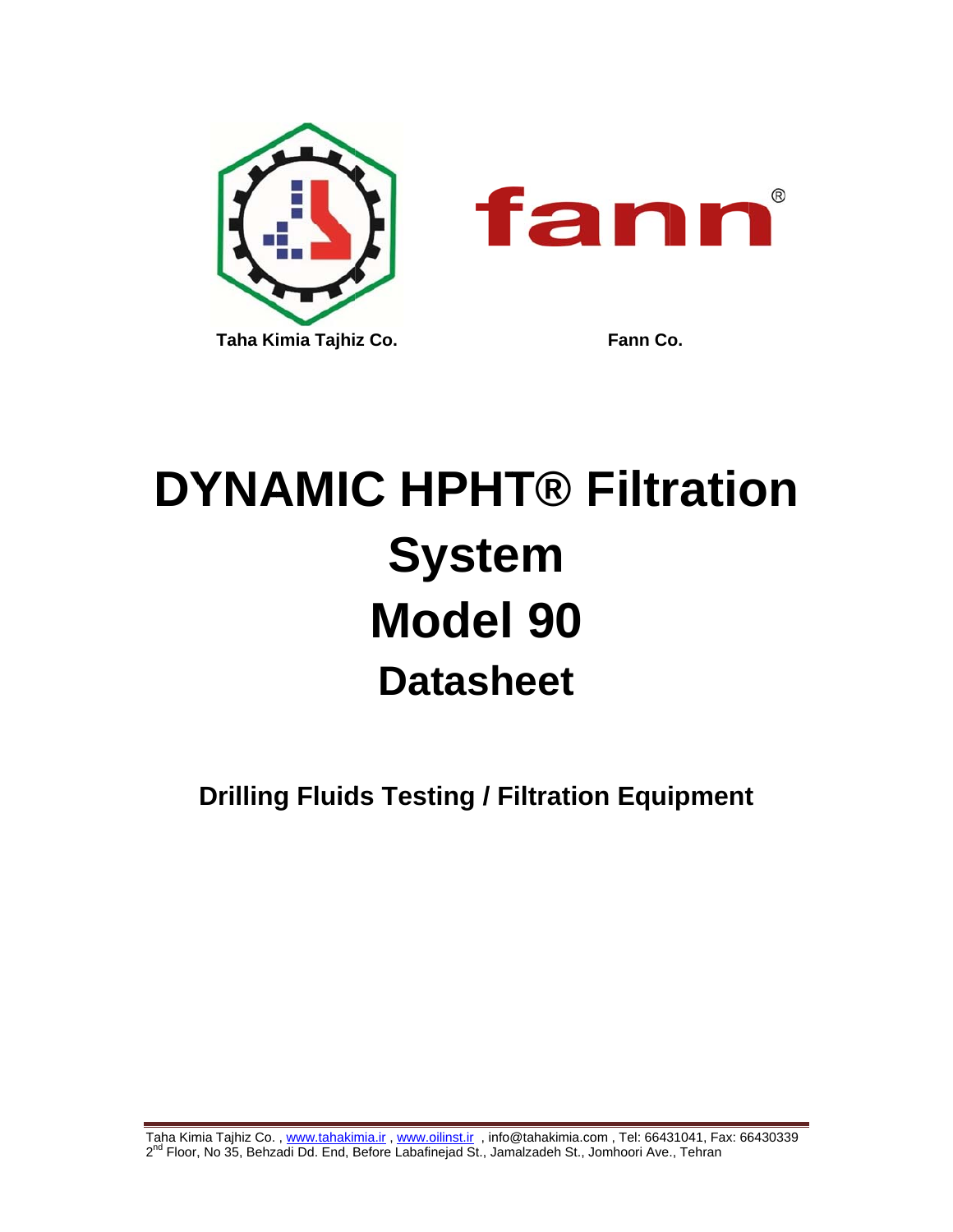Taha Kimia Tajhiz Co.

Fann Co.

# DYNAMIC HPHT® Filtration System Model 90

## Datasheet

### Drilling Fluids Testing / Filtration Equipment

Taha Kimia Tajhiz Co. , www.tahakimia.ir , www.oilinst.ir , info@tahakimia.com , Tel: 66431041, Fax: 66430339
2nd Floor, No 35, Behzadi Dd. End, Before Labafinejad St., Jamalzadeh St., Jomhoori Ave., Tehran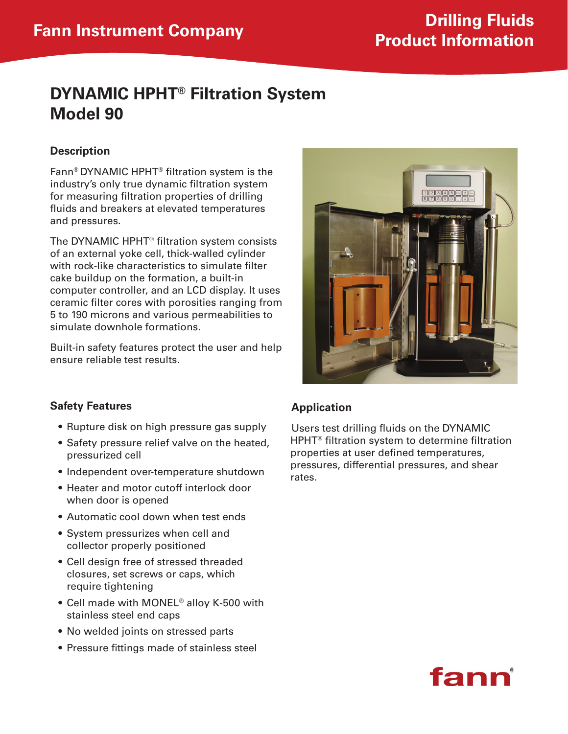# DYNAMIC HPHT® Filtration System Model 90

## Description

Fann® DYNAMIC HPHT® filtration system is the industry's only true dynamic filtration system for measuring filtration properties of drilling fluids and breakers at elevated temperatures and pressures.

The DYNAMIC HPHT® filtration system consists of an external yoke cell, thick-walled cylinder with rock-like characteristics to simulate filter cake buildup on the formation, a built-in computer controller, and an LCD display. It uses ceramic filter cores with porosities ranging from 5 to 190 microns and various permeabilities to simulate downhole formations.

Built-in safety features protect the user and help ensure reliable test results.

## Safety Features

- Rupture disk on high pressure gas supply
- Safety pressure relief valve on the heated, pressurized cell
- Independent over-temperature shutdown
- Heater and motor cutoff interlock door when door is opened
- Automatic cool down when test ends
- System pressurizes when cell and collector properly positioned
- Cell design free of stressed threaded closures, set screws or caps, which require tightening
- Cell made with MONEL® alloy K-500 with stainless steel end caps
- No welded joints on stressed parts
- Pressure fittings made of stainless steel

## Application

Users test drilling fluids on the DYNAMIC HPHT® filtration system to determine filtration properties at user defined temperatures, pressures, differential pressures, and shear rates.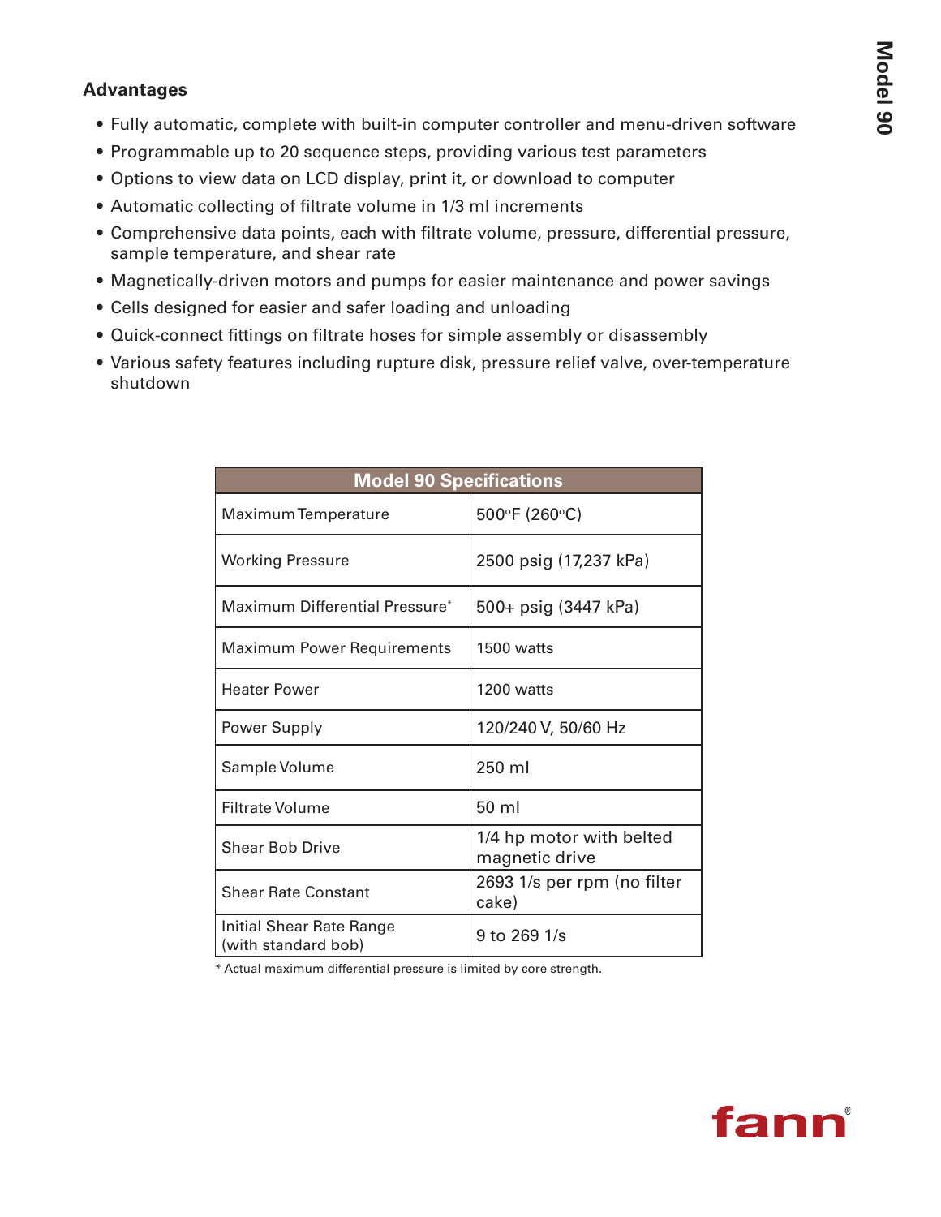## Advantages

- Fully automatic, complete with built-in computer controller and menu-driven software
- Programmable up to 20 sequence steps, providing various test parameters
- Options to view data on LCD display, print it, or download to computer
- Automatic collecting of filtrate volume in 1/3 ml increments
- Comprehensive data points, each with filtrate volume, pressure, differential pressure, sample temperature, and shear rate
- Magnetically-driven motors and pumps for easier maintenance and power savings
- Cells designed for easier and safer loading and unloading
- Quick-connect fittings on filtrate hoses for simple assembly or disassembly
- Various safety features including rupture disk, pressure relief valve, over-temperature shutdown

| Model 90 Specifications | |
|---|---|
| Maximum Temperature | 500°F (260°C) |
| Working Pressure | 2500 psig (17,237 kPa) |
| Maximum Differential Pressure* | 500+ psig (3447 kPa) |
| Maximum Power Requirements | 1500 watts |
| Heater Power | 1200 watts |
| Power Supply | 120/240 V, 50/60 Hz |
| Sample Volume | 250 ml |
| Filtrate Volume | 50 ml |
| Shear Bob Drive | 1/4 hp motor with belted magnetic drive |
| Shear Rate Constant | 2693 1/s per rpm (no filter cake) |
| Initial Shear Rate Range (with standard bob) | 9 to 269 1/s |

* Actual maximum differential pressure is limited by core strength.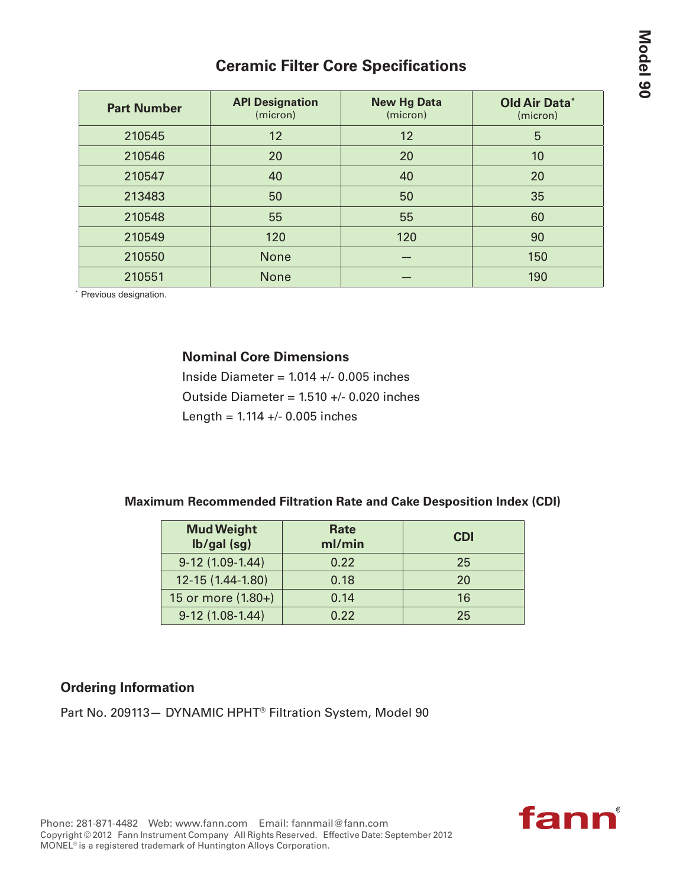## Ceramic Filter Core Specifications

| Part Number | API Designation (micron) | New Hg Data (micron) | Old Air Data* (micron) |
|---|---|---|---|
| 210545 | 12 | 12 | 5 |
| 210546 | 20 | 20 | 10 |
| 210547 | 40 | 40 | 20 |
| 213483 | 50 | 50 | 35 |
| 210548 | 55 | 55 | 60 |
| 210549 | 120 | 120 | 90 |
| 210550 | None | — | 150 |
| 210551 | None | — | 190 |

* Previous designation.

### Nominal Core Dimensions

Inside Diameter = 1.014 +/- 0.005 inches

Outside Diameter = 1.510 +/- 0.020 inches

Length = 1.114 +/- 0.005 inches

### Maximum Recommended Filtration Rate and Cake Desposition Index (CDI)

| Mud Weight lb/gal (sg) | Rate ml/min | CDI |
|---|---|---|
| 9-12 (1.09-1.44) | 0.22 | 25 |
| 12-15 (1.44-1.80) | 0.18 | 20 |
| 15 or more (1.80+) | 0.14 | 16 |
| 9-12 (1.08-1.44) | 0.22 | 25 |

### Ordering Information

Part No. 209113— DYNAMIC HPHT® Filtration System, Model 90

Phone: 281-871-4482 Web: www.fann.com Email: fannmail@fann.com
Copyright © 2012 Fann Instrument Company All Rights Reserved. Effective Date: September 2012
MONEL® is a registered trademark of Huntington Alloys Corporation.